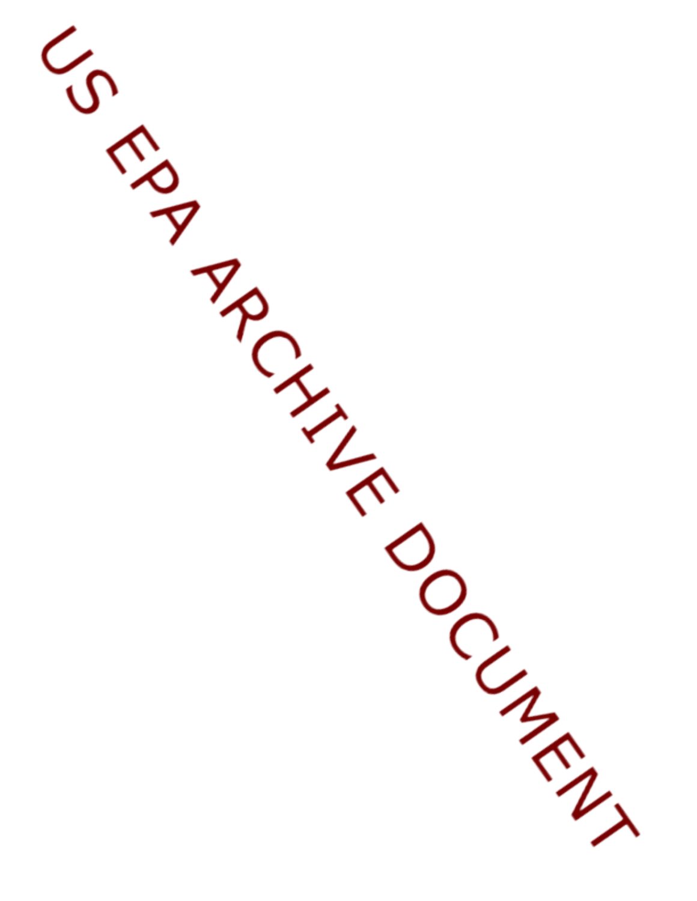US EPA ARCHIVE DOCUMENT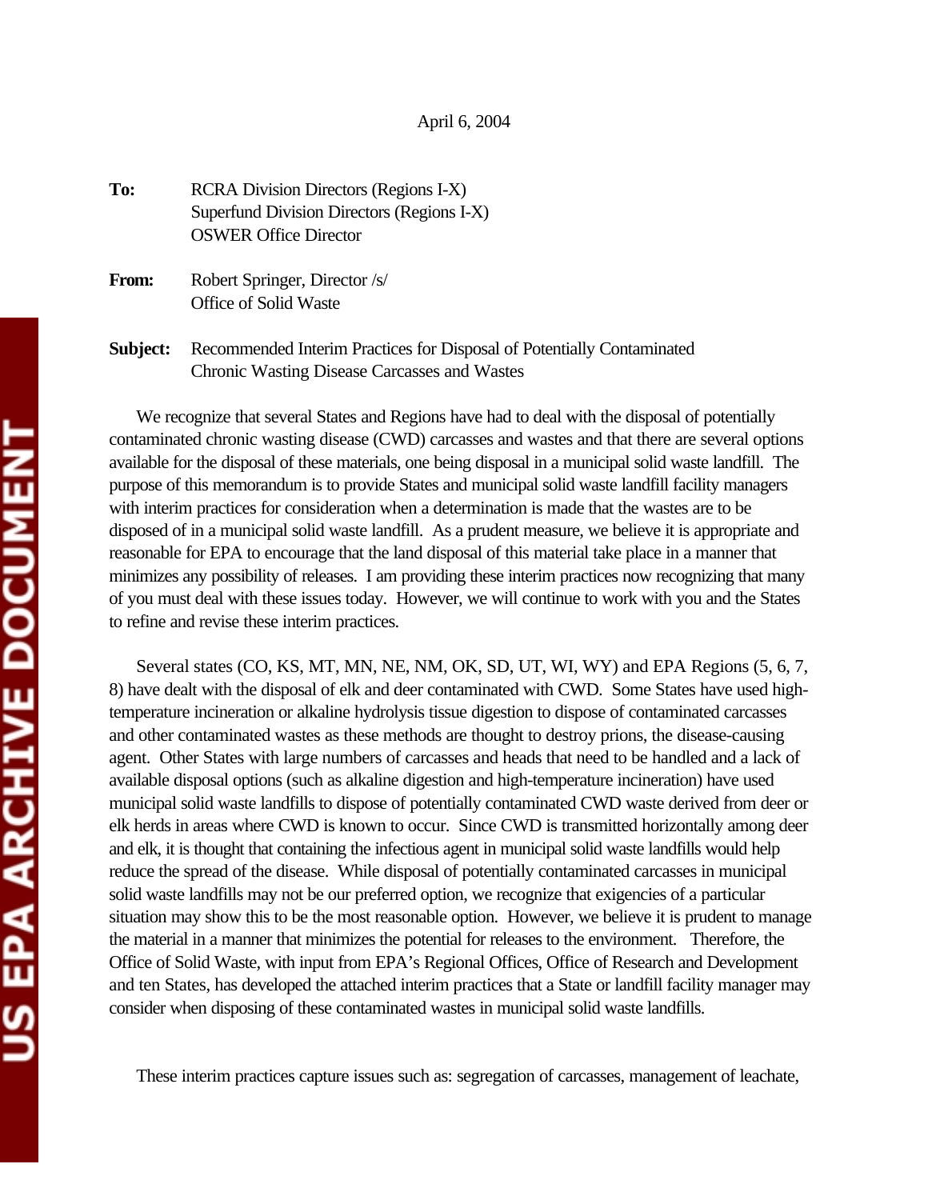April 6, 2004

**To:** RCRA Division Directors (Regions I-X)
Superfund Division Directors (Regions I-X)
OSWER Office Director

**From:** Robert Springer, Director /s/
Office of Solid Waste

**Subject:** Recommended Interim Practices for Disposal of Potentially Contaminated Chronic Wasting Disease Carcasses and Wastes

We recognize that several States and Regions have had to deal with the disposal of potentially contaminated chronic wasting disease (CWD) carcasses and wastes and that there are several options available for the disposal of these materials, one being disposal in a municipal solid waste landfill. The purpose of this memorandum is to provide States and municipal solid waste landfill facility managers with interim practices for consideration when a determination is made that the wastes are to be disposed of in a municipal solid waste landfill. As a prudent measure, we believe it is appropriate and reasonable for EPA to encourage that the land disposal of this material take place in a manner that minimizes any possibility of releases. I am providing these interim practices now recognizing that many of you must deal with these issues today. However, we will continue to work with you and the States to refine and revise these interim practices.

Several states (CO, KS, MT, MN, NE, NM, OK, SD, UT, WI, WY) and EPA Regions (5, 6, 7, 8) have dealt with the disposal of elk and deer contaminated with CWD. Some States have used high-temperature incineration or alkaline hydrolysis tissue digestion to dispose of contaminated carcasses and other contaminated wastes as these methods are thought to destroy prions, the disease-causing agent. Other States with large numbers of carcasses and heads that need to be handled and a lack of available disposal options (such as alkaline digestion and high-temperature incineration) have used municipal solid waste landfills to dispose of potentially contaminated CWD waste derived from deer or elk herds in areas where CWD is known to occur. Since CWD is transmitted horizontally among deer and elk, it is thought that containing the infectious agent in municipal solid waste landfills would help reduce the spread of the disease. While disposal of potentially contaminated carcasses in municipal solid waste landfills may not be our preferred option, we recognize that exigencies of a particular situation may show this to be the most reasonable option. However, we believe it is prudent to manage the material in a manner that minimizes the potential for releases to the environment. Therefore, the Office of Solid Waste, with input from EPA's Regional Offices, Office of Research and Development and ten States, has developed the attached interim practices that a State or landfill facility manager may consider when disposing of these contaminated wastes in municipal solid waste landfills.

These interim practices capture issues such as: segregation of carcasses, management of leachate,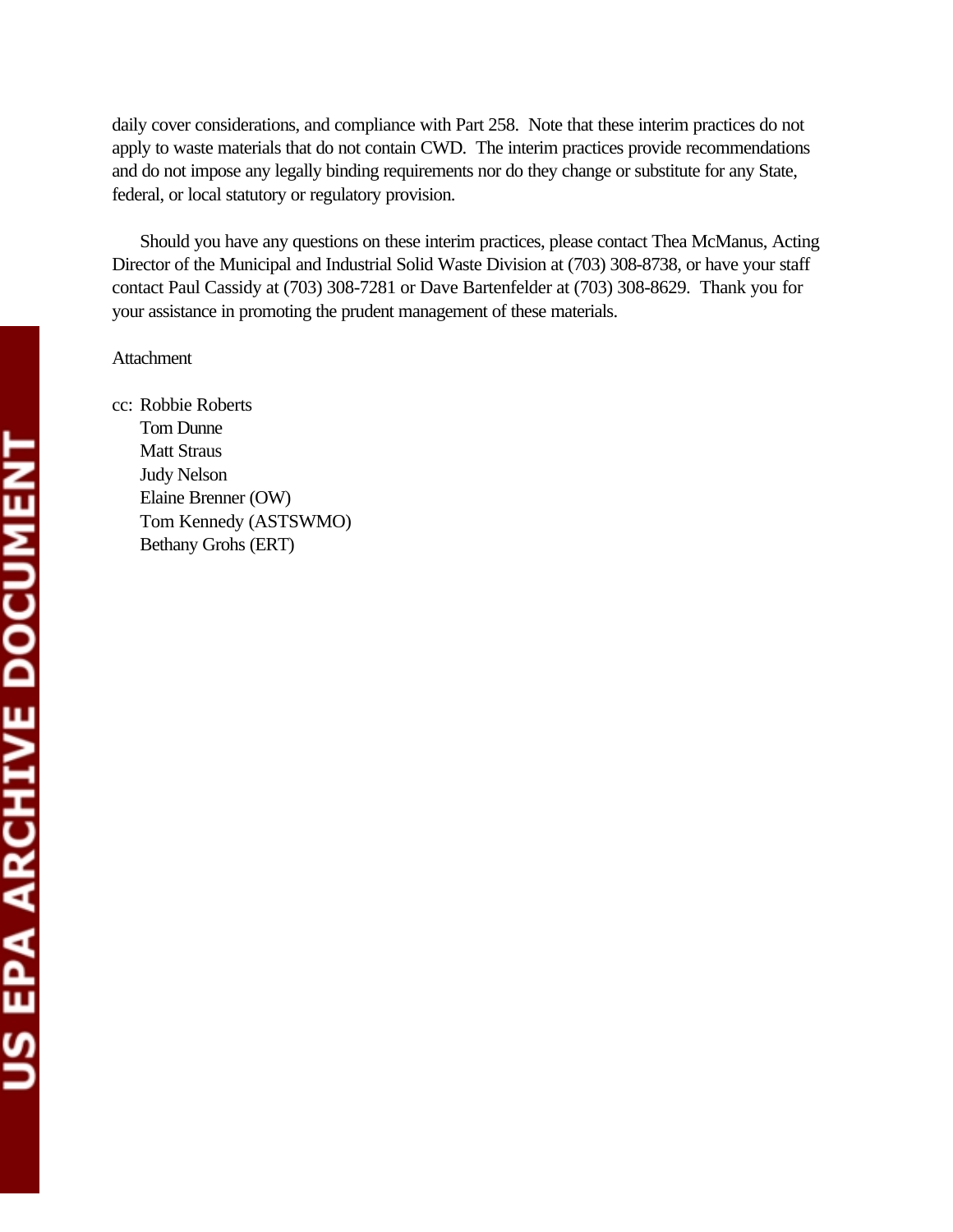daily cover considerations, and compliance with Part 258. Note that these interim practices do not apply to waste materials that do not contain CWD. The interim practices provide recommendations and do not impose any legally binding requirements nor do they change or substitute for any State, federal, or local statutory or regulatory provision.

Should you have any questions on these interim practices, please contact Thea McManus, Acting Director of the Municipal and Industrial Solid Waste Division at (703) 308-8738, or have your staff contact Paul Cassidy at (703) 308-7281 or Dave Bartenfelder at (703) 308-8629. Thank you for your assistance in promoting the prudent management of these materials.

Attachment

cc: Robbie Roberts
Tom Dunne
Matt Straus
Judy Nelson
Elaine Brenner (OW)
Tom Kennedy (ASTSWMO)
Bethany Grohs (ERT)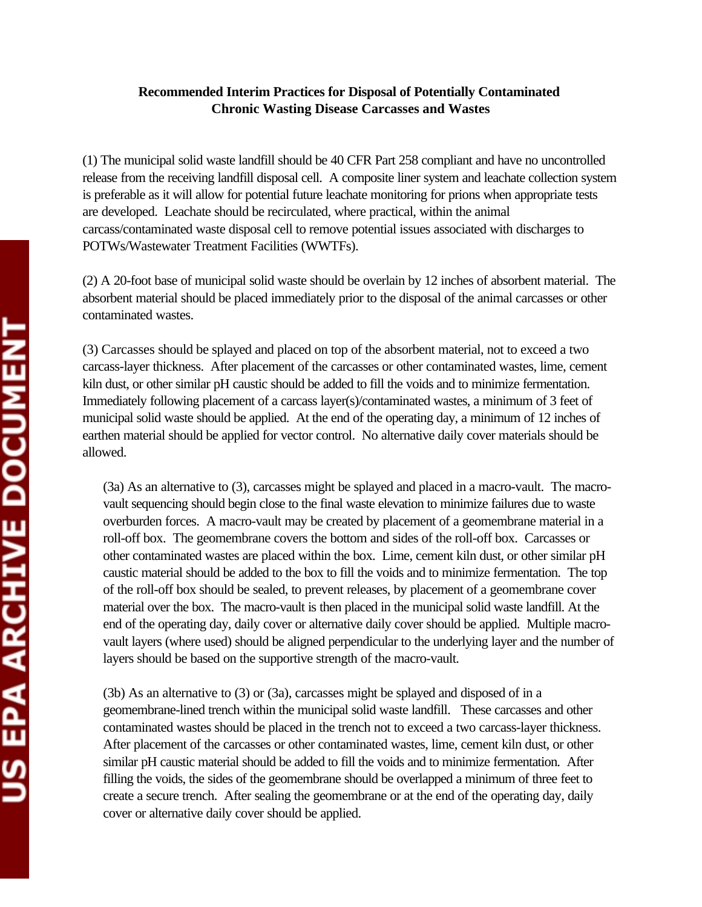**Recommended Interim Practices for Disposal of Potentially Contaminated Chronic Wasting Disease Carcasses and Wastes**

(1) The municipal solid waste landfill should be 40 CFR Part 258 compliant and have no uncontrolled release from the receiving landfill disposal cell. A composite liner system and leachate collection system is preferable as it will allow for potential future leachate monitoring for prions when appropriate tests are developed. Leachate should be recirculated, where practical, within the animal carcass/contaminated waste disposal cell to remove potential issues associated with discharges to POTWs/Wastewater Treatment Facilities (WWTFs).

(2) A 20-foot base of municipal solid waste should be overlain by 12 inches of absorbent material. The absorbent material should be placed immediately prior to the disposal of the animal carcasses or other contaminated wastes.

(3) Carcasses should be splayed and placed on top of the absorbent material, not to exceed a two carcass-layer thickness. After placement of the carcasses or other contaminated wastes, lime, cement kiln dust, or other similar pH caustic should be added to fill the voids and to minimize fermentation. Immediately following placement of a carcass layer(s)/contaminated wastes, a minimum of 3 feet of municipal solid waste should be applied. At the end of the operating day, a minimum of 12 inches of earthen material should be applied for vector control. No alternative daily cover materials should be allowed.

(3a) As an alternative to (3), carcasses might be splayed and placed in a macro-vault. The macro-vault sequencing should begin close to the final waste elevation to minimize failures due to waste overburden forces. A macro-vault may be created by placement of a geomembrane material in a roll-off box. The geomembrane covers the bottom and sides of the roll-off box. Carcasses or other contaminated wastes are placed within the box. Lime, cement kiln dust, or other similar pH caustic material should be added to the box to fill the voids and to minimize fermentation. The top of the roll-off box should be sealed, to prevent releases, by placement of a geomembrane cover material over the box. The macro-vault is then placed in the municipal solid waste landfill. At the end of the operating day, daily cover or alternative daily cover should be applied. Multiple macro-vault layers (where used) should be aligned perpendicular to the underlying layer and the number of layers should be based on the supportive strength of the macro-vault.

(3b) As an alternative to (3) or (3a), carcasses might be splayed and disposed of in a geomembrane-lined trench within the municipal solid waste landfill. These carcasses and other contaminated wastes should be placed in the trench not to exceed a two carcass-layer thickness. After placement of the carcasses or other contaminated wastes, lime, cement kiln dust, or other similar pH caustic material should be added to fill the voids and to minimize fermentation. After filling the voids, the sides of the geomembrane should be overlapped a minimum of three feet to create a secure trench. After sealing the geomembrane or at the end of the operating day, daily cover or alternative daily cover should be applied.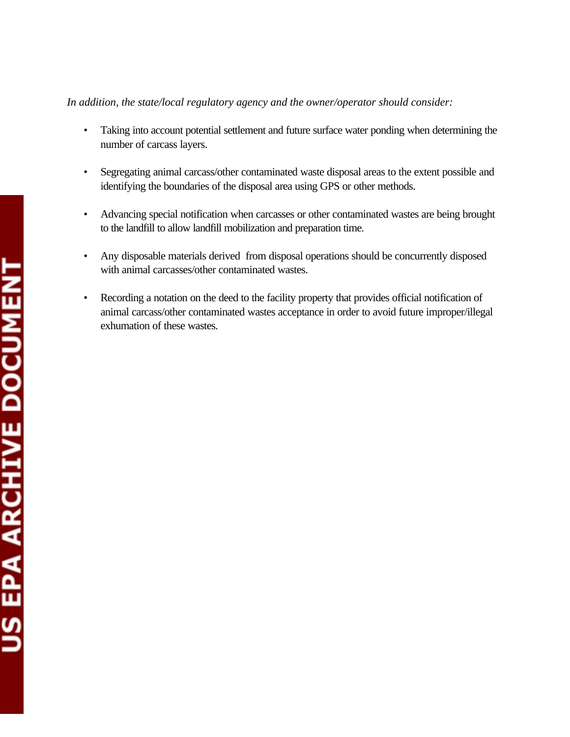*In addition, the state/local regulatory agency and the owner/operator should consider:*

- Taking into account potential settlement and future surface water ponding when determining the number of carcass layers.

- Segregating animal carcass/other contaminated waste disposal areas to the extent possible and identifying the boundaries of the disposal area using GPS or other methods.

- Advancing special notification when carcasses or other contaminated wastes are being brought to the landfill to allow landfill mobilization and preparation time.

- Any disposable materials derived from disposal operations should be concurrently disposed with animal carcasses/other contaminated wastes.

- Recording a notation on the deed to the facility property that provides official notification of animal carcass/other contaminated wastes acceptance in order to avoid future improper/illegal exhumation of these wastes.